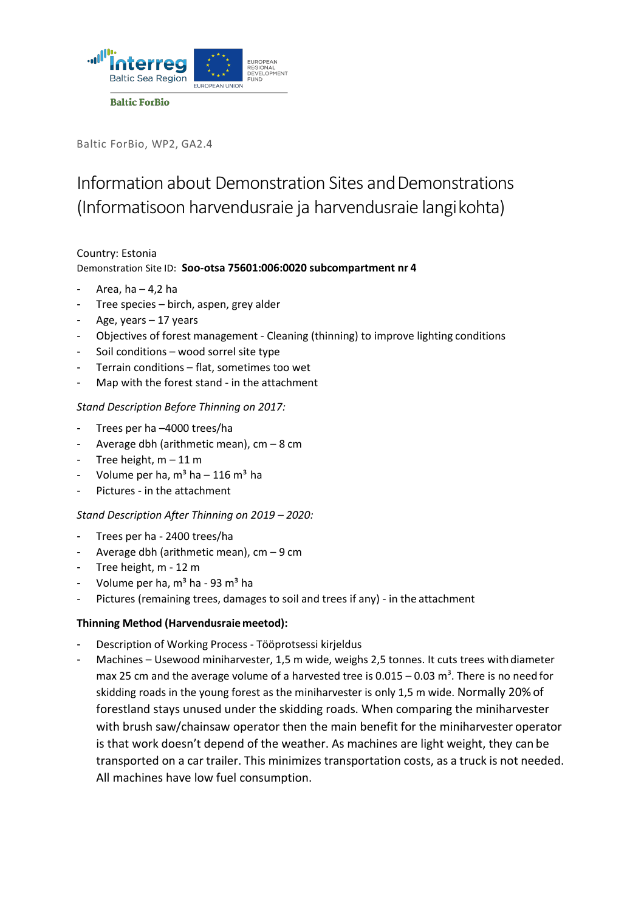Baltic ForBio

Baltic ForBio, WP2, GA2.4

# Information about Demonstration Sites and Demonstrations (Informatisoon harvendusraie ja harvendusraie langi kohta)

Country: Estonia

Demonstration Site ID: **Soo-otsa 75601:006:0020 subcompartment nr 4**

- Area, ha – 4,2 ha
- Tree species – birch, aspen, grey alder
- Age, years – 17 years
- Objectives of forest management - Cleaning (thinning) to improve lighting conditions
- Soil conditions – wood sorrel site type
- Terrain conditions – flat, sometimes too wet
- Map with the forest stand - in the attachment

*Stand Description Before Thinning on 2017:*

- Trees per ha –4000 trees/ha
- Average dbh (arithmetic mean), cm – 8 cm
- Tree height, m – 11 m
- Volume per ha, $m^3$ ha – 116 $m^3$ ha
- Pictures - in the attachment

*Stand Description After Thinning on 2019 – 2020:*

- Trees per ha - 2400 trees/ha
- Average dbh (arithmetic mean), cm – 9 cm
- Tree height, m - 12 m
- Volume per ha, $m^3$ ha - 93 $m^3$ ha
- Pictures (remaining trees, damages to soil and trees if any) - in the attachment

**Thinning Method (Harvendusraie meetod):**

- Description of Working Process - Tööprotsessi kirjeldus
- Machines – Usewood miniharvester, 1,5 m wide, weighs 2,5 tonnes. It cuts trees with diameter max 25 cm and the average volume of a harvested tree is 0.015 – 0.03 $m^3$. There is no need for skidding roads in the young forest as the miniharvester is only 1,5 m wide. Normally 20% of forestland stays unused under the skidding roads. When comparing the miniharvester with brush saw/chainsaw operator then the main benefit for the miniharvester operator is that work doesn't depend of the weather. As machines are light weight, they can be transported on a car trailer. This minimizes transportation costs, as a truck is not needed. All machines have low fuel consumption.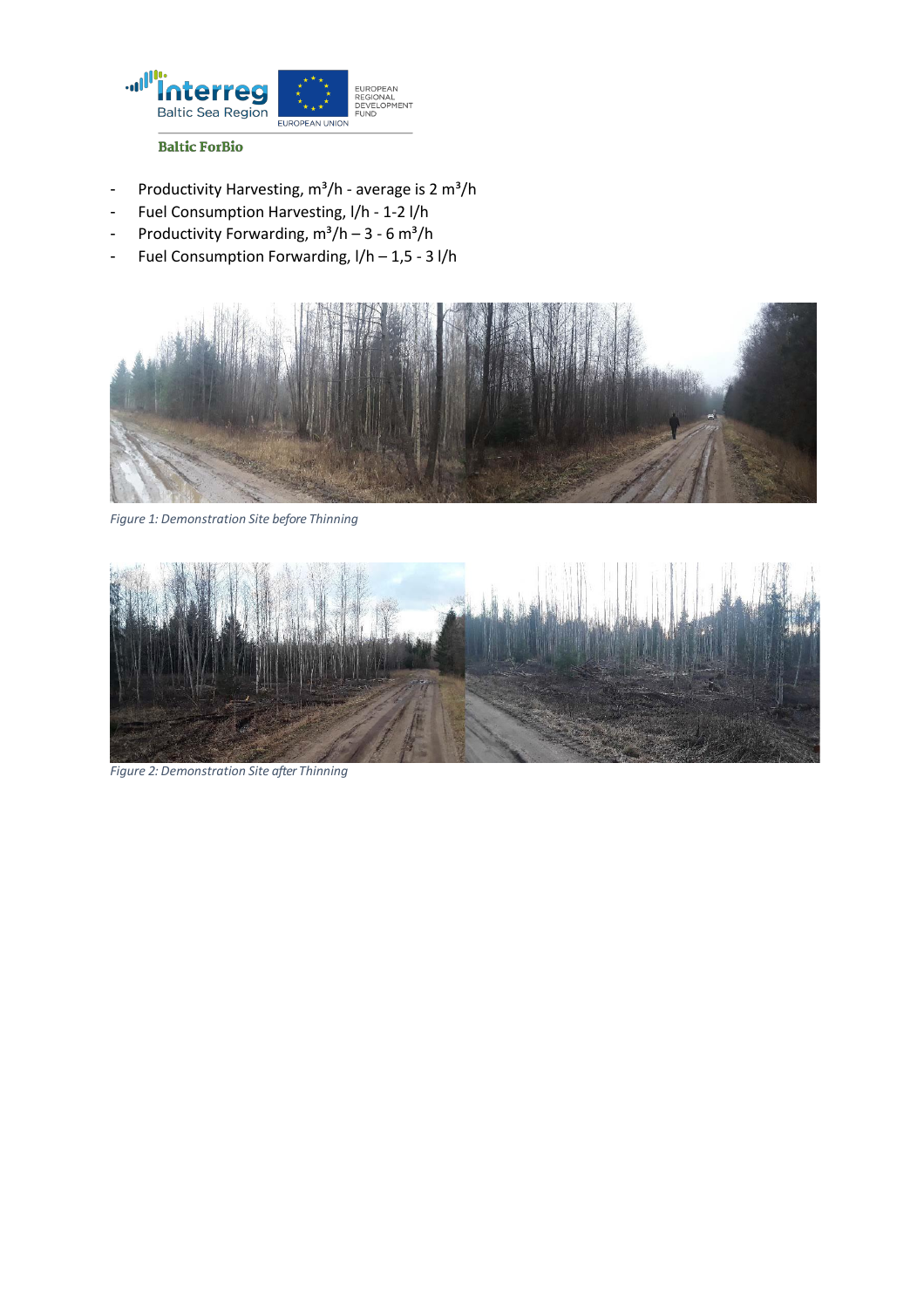- Productivity Harvesting, $m^3/h$ - average is 2 $m^3/h$
- Fuel Consumption Harvesting, l/h - 1-2 l/h
- Productivity Forwarding, $m^3/h$ – 3 - 6 $m^3/h$
- Fuel Consumption Forwarding, l/h – 1,5 - 3 l/h

*Figure 1: Demonstration Site before Thinning*

*Figure 2: Demonstration Site after Thinning*